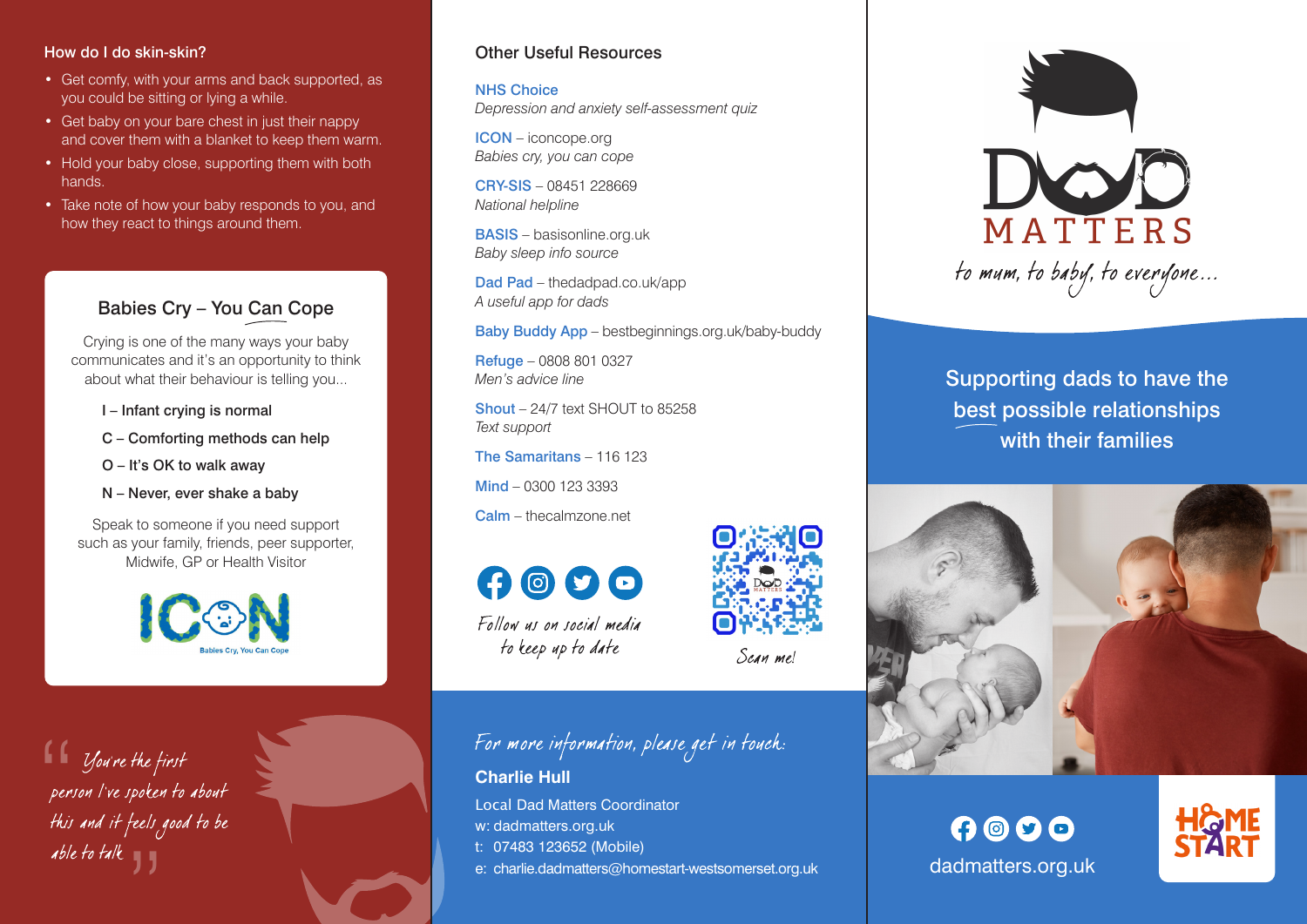## How do I do skin-skin?

- Get comfy, with your arms and back supported, as you could be sitting or lying a while.
- Get baby on your bare chest in just their nappy and cover them with a blanket to keep them warm.
- Hold your baby close, supporting them with both hands.
- Take note of how your baby responds to you, and how they react to things around them.

### Babies Cry – You Can Cope

Crying is one of the many ways your baby communicates and it's an opportunity to think about what their behaviour is telling you...

I – Infant crying is normal

C – Comforting methods can help

O – It's OK to walk away

N – Never, ever shake a baby

Speak to someone if you need support such as your family, friends, peer supporter, Midwife, GP or Health Visitor

ICON

Babies Cry, You Can Cope

*"You're the first person I've spoken to about this and it feels good to be able to talk"*

## Other Useful Resources

**NHS Choice**
*Depression and anxiety self-assessment quiz*

**ICON** – iconcope.org
*Babies cry, you can cope*

**CRY-SIS** – 08451 228669
*National helpline*

**BASIS** – basisonline.org.uk
*Baby sleep info source*

**Dad Pad** – thedadpad.co.uk/app
*A useful app for dads*

**Baby Buddy App** – bestbeginnings.org.uk/baby-buddy

**Refuge** – 0808 801 0327
*Men's advice line*

**Shout** – 24/7 text SHOUT to 85258
*Text support*

**The Samaritans** – 116 123

**Mind** – 0300 123 3393

**Calm** – thecalmzone.net

*Follow us on social media to keep up to date*

*Scan me!*

*For more information, please get in touch:*

**Charlie Hull**

Local Dad Matters Coordinator

w: dadmatters.org.uk

t: 07483 123652 (Mobile)

e: charlie.dadmatters@homestart-westsomerset.org.uk

# DAD MATTERS

*to mum, to baby, to everyone...*

Supporting dads to have the best possible relationships with their families

dadmatters.org.uk

HOME START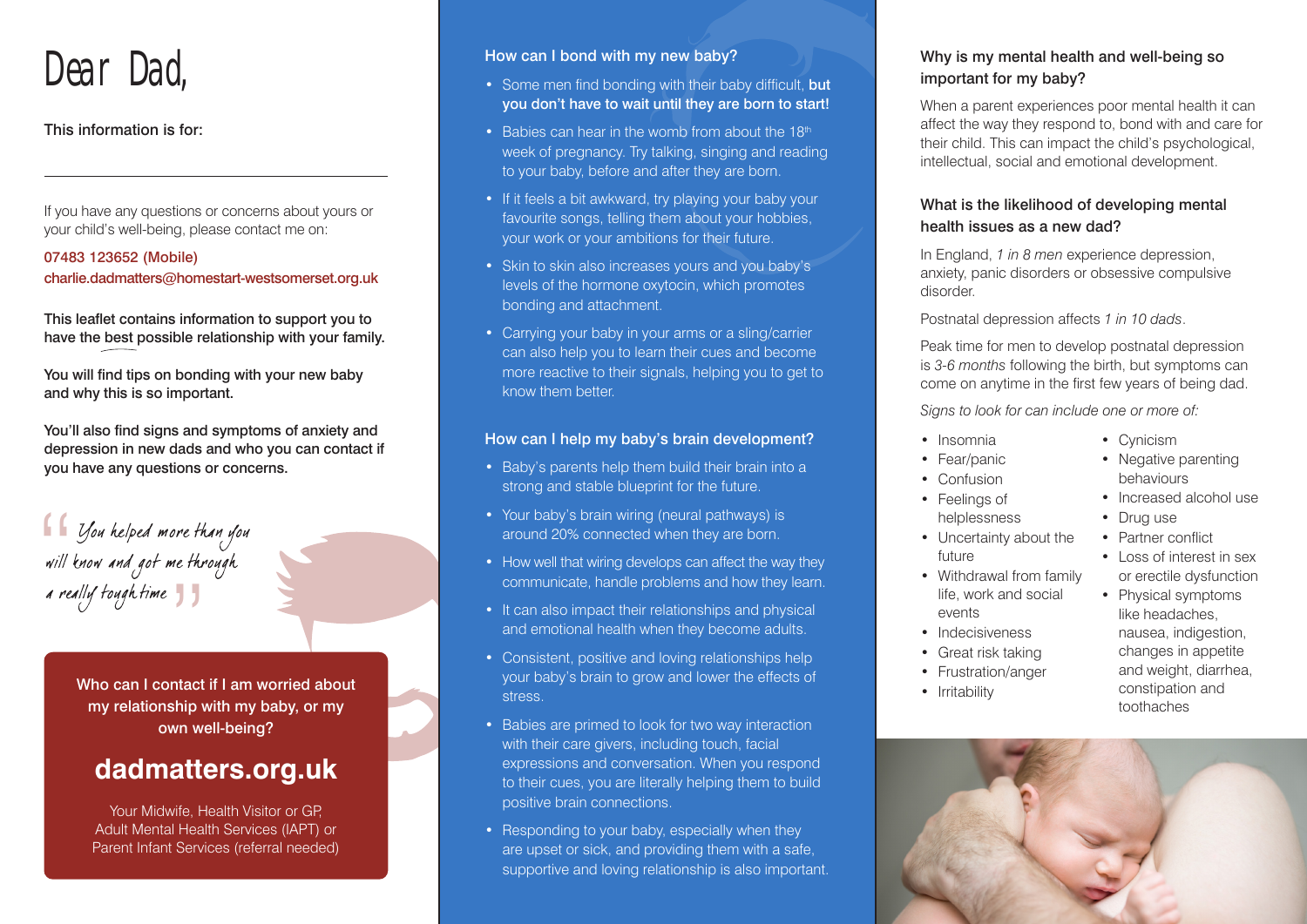# Dear Dad,

This information is for:

If you have any questions or concerns about yours or your child's well-being, please contact me on:

07483 123652 (Mobile)
charlie.dadmatters@homestart-westsomerset.org.uk

**This leaflet contains information to support you to have the best possible relationship with your family.**

**You will find tips on bonding with your new baby and why this is so important.**

**You'll also find signs and symptoms of anxiety and depression in new dads and who you can contact if you have any questions or concerns.**

"You helped more than you will know and got me through a really tough time"

**Who can I contact if I am worried about my relationship with my baby, or my own well-being?**

## dadmatters.org.uk

Your Midwife, Health Visitor or GP, Adult Mental Health Services (IAPT) or Parent Infant Services (referral needed)

### How can I bond with my new baby?

- Some men find bonding with their baby difficult, **but you don't have to wait until they are born to start!**
- Babies can hear in the womb from about the 18th week of pregnancy. Try talking, singing and reading to your baby, before and after they are born.
- If it feels a bit awkward, try playing your baby your favourite songs, telling them about your hobbies, your work or your ambitions for their future.
- Skin to skin also increases yours and you baby's levels of the hormone oxytocin, which promotes bonding and attachment.
- Carrying your baby in your arms or a sling/carrier can also help you to learn their cues and become more reactive to their signals, helping you to get to know them better.

### How can I help my baby's brain development?

- Baby's parents help them build their brain into a strong and stable blueprint for the future.
- Your baby's brain wiring (neural pathways) is around 20% connected when they are born.
- How well that wiring develops can affect the way they communicate, handle problems and how they learn.
- It can also impact their relationships and physical and emotional health when they become adults.
- Consistent, positive and loving relationships help your baby's brain to grow and lower the effects of stress.
- Babies are primed to look for two way interaction with their care givers, including touch, facial expressions and conversation. When you respond to their cues, you are literally helping them to build positive brain connections.
- Responding to your baby, especially when they are upset or sick, and providing them with a safe, supportive and loving relationship is also important.

### Why is my mental health and well-being so important for my baby?

When a parent experiences poor mental health it can affect the way they respond to, bond with and care for their child. This can impact the child's psychological, intellectual, social and emotional development.

### What is the likelihood of developing mental health issues as a new dad?

In England, *1 in 8 men* experience depression, anxiety, panic disorders or obsessive compulsive disorder.

Postnatal depression affects *1 in 10 dads*.

Peak time for men to develop postnatal depression is *3-6 months* following the birth, but symptoms can come on anytime in the first few years of being dad.

*Signs to look for can include one or more of:*

- Insomnia
- Fear/panic
- Confusion
- Feelings of helplessness
- Uncertainty about the future
- Withdrawal from family life, work and social events
- Indecisiveness
- Great risk taking
- Frustration/anger
- Irritability
- Cynicism
- Negative parenting behaviours
- Increased alcohol use
- Drug use
- Partner conflict
- Loss of interest in sex or erectile dysfunction
- Physical symptoms like headaches, nausea, indigestion, changes in appetite and weight, diarrhea, constipation and toothaches